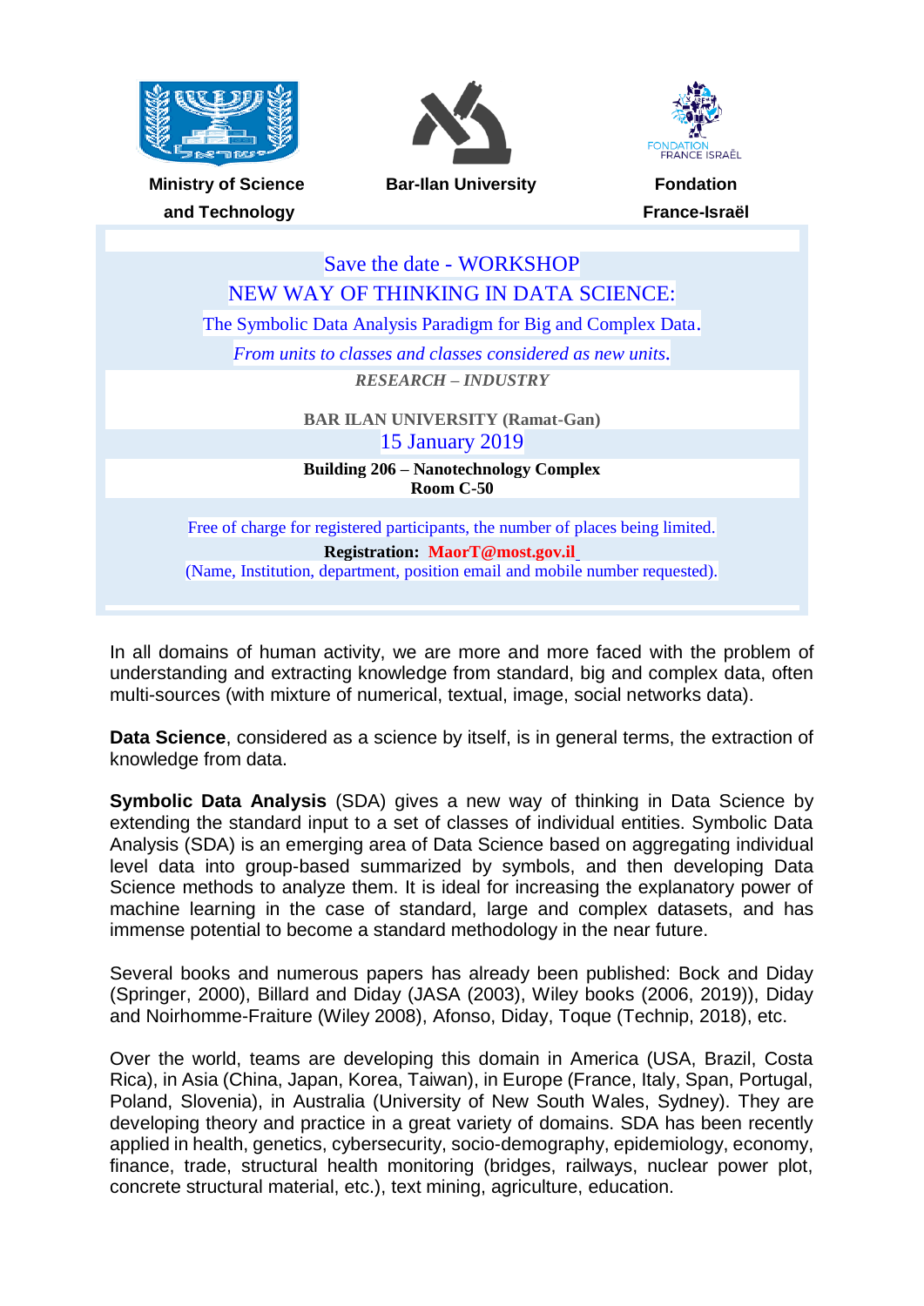**Ministry of Science and Technology** | **Bar-Ilan University** | **Fondation France-Israël**

# Save the date - WORKSHOP

## NEW WAY OF THINKING IN DATA SCIENCE:

### The Symbolic Data Analysis Paradigm for Big and Complex Data.

*From units to classes and classes considered as new units.*

***RESEARCH – INDUSTRY***

**BAR ILAN UNIVERSITY (Ramat-Gan)**

15 January 2019

**Building 206 – Nanotechnology Complex**
**Room C-50**

Free of charge for registered participants, the number of places being limited.

**Registration: MaorT@most.gov.il**

(Name, Institution, department, position email and mobile number requested).

In all domains of human activity, we are more and more faced with the problem of understanding and extracting knowledge from standard, big and complex data, often multi-sources (with mixture of numerical, textual, image, social networks data).

**Data Science**, considered as a science by itself, is in general terms, the extraction of knowledge from data.

**Symbolic Data Analysis** (SDA) gives a new way of thinking in Data Science by extending the standard input to a set of classes of individual entities. Symbolic Data Analysis (SDA) is an emerging area of Data Science based on aggregating individual level data into group-based summarized by symbols, and then developing Data Science methods to analyze them. It is ideal for increasing the explanatory power of machine learning in the case of standard, large and complex datasets, and has immense potential to become a standard methodology in the near future.

Several books and numerous papers has already been published: Bock and Diday (Springer, 2000), Billard and Diday (JASA (2003), Wiley books (2006, 2019)), Diday and Noirhomme-Fraiture (Wiley 2008), Afonso, Diday, Toque (Technip, 2018), etc.

Over the world, teams are developing this domain in America (USA, Brazil, Costa Rica), in Asia (China, Japan, Korea, Taiwan), in Europe (France, Italy, Span, Portugal, Poland, Slovenia), in Australia (University of New South Wales, Sydney). They are developing theory and practice in a great variety of domains. SDA has been recently applied in health, genetics, cybersecurity, socio-demography, epidemiology, economy, finance, trade, structural health monitoring (bridges, railways, nuclear power plot, concrete structural material, etc.), text mining, agriculture, education.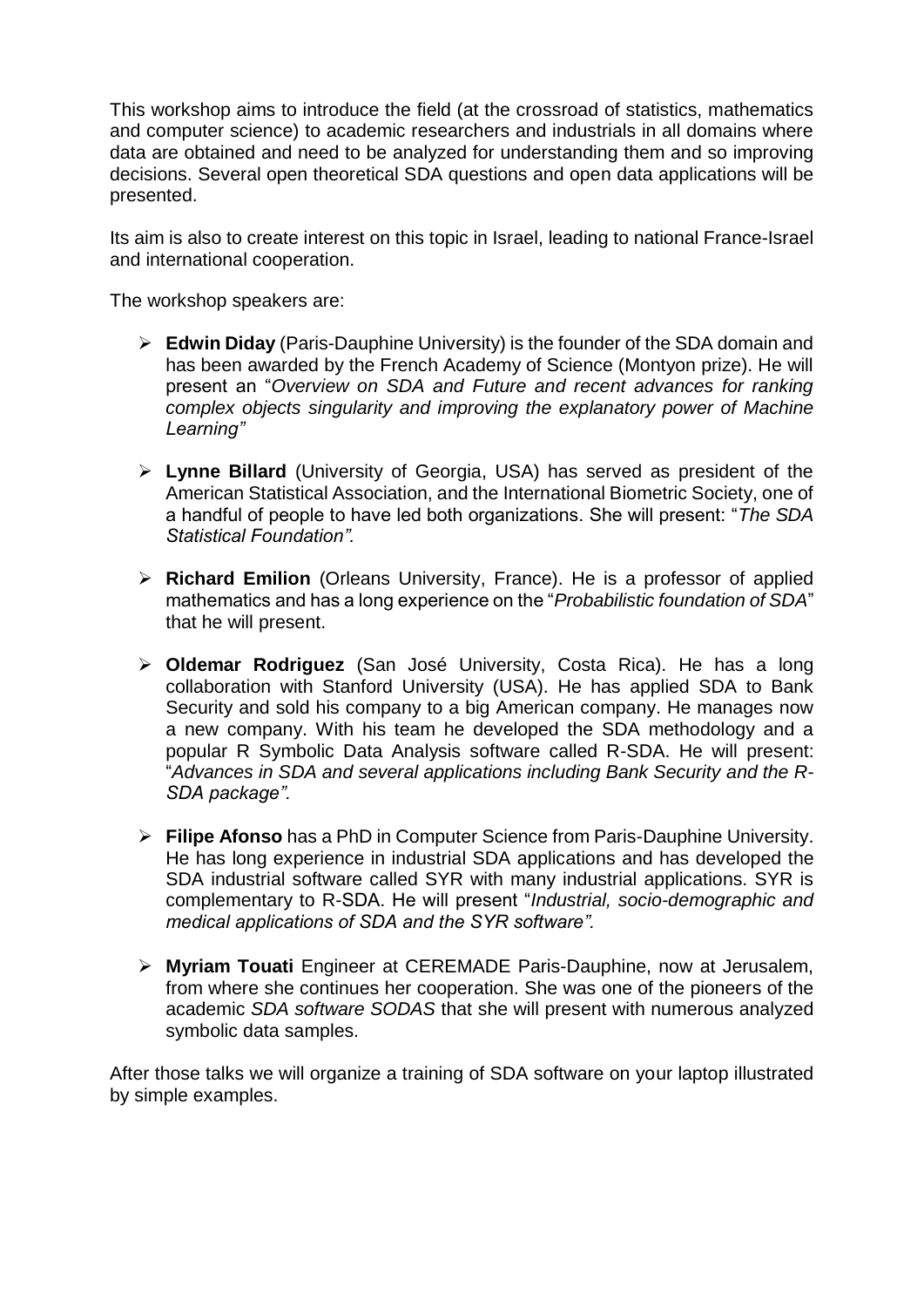This workshop aims to introduce the field (at the crossroad of statistics, mathematics and computer science) to academic researchers and industrials in all domains where data are obtained and need to be analyzed for understanding them and so improving decisions. Several open theoretical SDA questions and open data applications will be presented.

Its aim is also to create interest on this topic in Israel, leading to national France-Israel and international cooperation.

The workshop speakers are:

- **Edwin Diday** (Paris-Dauphine University) is the founder of the SDA domain and has been awarded by the French Academy of Science (Montyon prize). He will present an "*Overview on SDA and Future and recent advances for ranking complex objects singularity and improving the explanatory power of Machine Learning"*
- **Lynne Billard** (University of Georgia, USA) has served as president of the American Statistical Association, and the International Biometric Society, one of a handful of people to have led both organizations. She will present: "*The SDA Statistical Foundation".*
- **Richard Emilion** (Orleans University, France). He is a professor of applied mathematics and has a long experience on the "*Probabilistic foundation of SDA*" that he will present.
- **Oldemar Rodriguez** (San José University, Costa Rica). He has a long collaboration with Stanford University (USA). He has applied SDA to Bank Security and sold his company to a big American company. He manages now a new company. With his team he developed the SDA methodology and a popular R Symbolic Data Analysis software called R-SDA. He will present: "*Advances in SDA and several applications including Bank Security and the R-SDA package".*
- **Filipe Afonso** has a PhD in Computer Science from Paris-Dauphine University. He has long experience in industrial SDA applications and has developed the SDA industrial software called SYR with many industrial applications. SYR is complementary to R-SDA. He will present "*Industrial, socio-demographic and medical applications of SDA and the SYR software".*
- **Myriam Touati** Engineer at CEREMADE Paris-Dauphine, now at Jerusalem, from where she continues her cooperation. She was one of the pioneers of the academic *SDA software SODAS* that she will present with numerous analyzed symbolic data samples.

After those talks we will organize a training of SDA software on your laptop illustrated by simple examples.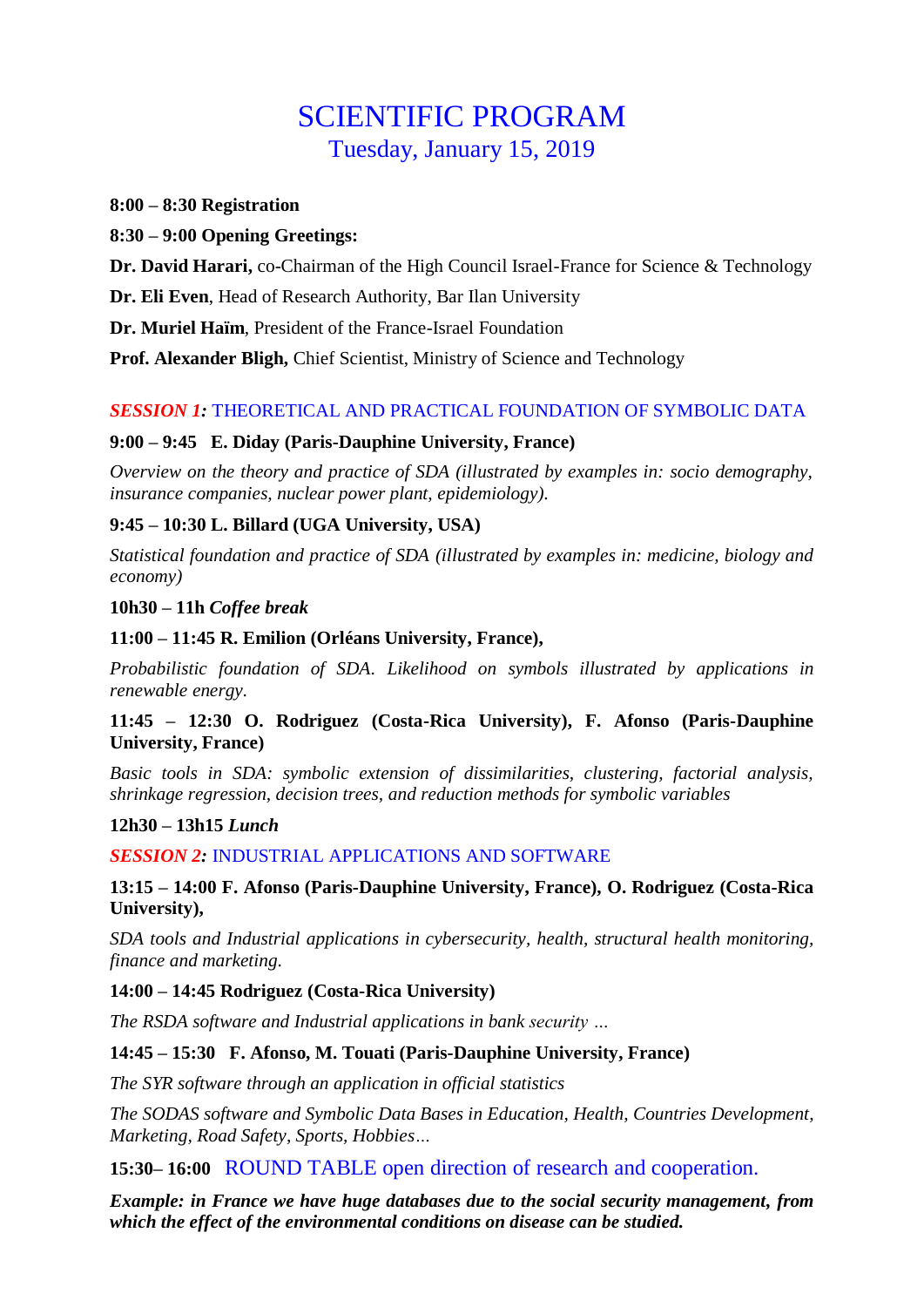# SCIENTIFIC PROGRAM

## Tuesday, January 15, 2019

**8:00 – 8:30 Registration**

**8:30 – 9:00 Opening Greetings:**

**Dr. David Harari,** co-Chairman of the High Council Israel-France for Science & Technology

**Dr. Eli Even**, Head of Research Authority, Bar Ilan University

**Dr. Muriel Haïm**, President of the France-Israel Foundation

**Prof. Alexander Bligh,** Chief Scientist, Ministry of Science and Technology

### *SESSION 1:* THEORETICAL AND PRACTICAL FOUNDATION OF SYMBOLIC DATA

**9:00 – 9:45 E. Diday (Paris-Dauphine University, France)**

*Overview on the theory and practice of SDA (illustrated by examples in: socio demography, insurance companies, nuclear power plant, epidemiology).*

**9:45 – 10:30 L. Billard (UGA University, USA)**

*Statistical foundation and practice of SDA (illustrated by examples in: medicine, biology and economy)*

**10h30 – 11h *Coffee break***

**11:00 – 11:45 R. Emilion (Orléans University, France),**

*Probabilistic foundation of SDA. Likelihood on symbols illustrated by applications in renewable energy.*

**11:45 – 12:30 O. Rodriguez (Costa-Rica University), F. Afonso (Paris-Dauphine University, France)**

*Basic tools in SDA: symbolic extension of dissimilarities, clustering, factorial analysis, shrinkage regression, decision trees, and reduction methods for symbolic variables*

**12h30 – 13h15 *Lunch***

### *SESSION 2:* INDUSTRIAL APPLICATIONS AND SOFTWARE

**13:15 – 14:00 F. Afonso (Paris-Dauphine University, France), O. Rodriguez (Costa-Rica University),**

*SDA tools and Industrial applications in cybersecurity, health, structural health monitoring, finance and marketing.*

**14:00 – 14:45 Rodriguez (Costa-Rica University)**

*The RSDA software and Industrial applications in bank security …*

**14:45 – 15:30 F. Afonso, M. Touati (Paris-Dauphine University, France)**

*The SYR software through an application in official statistics*

*The SODAS software and Symbolic Data Bases in Education, Health, Countries Development, Marketing, Road Safety, Sports, Hobbies…*

**15:30– 16:00** ROUND TABLE open direction of research and cooperation.

***Example: in France we have huge databases due to the social security management, from which the effect of the environmental conditions on disease can be studied.***